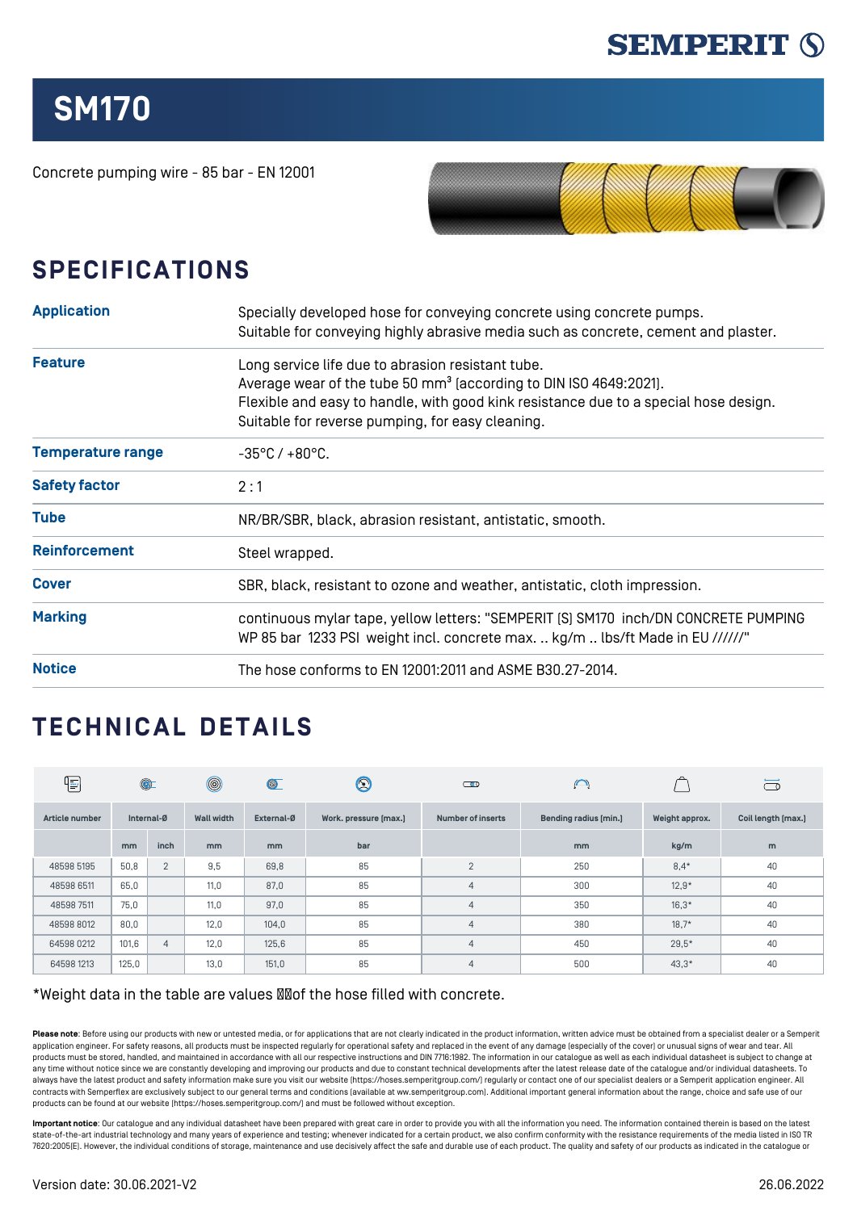SEMPERIT

# SM170

Concrete pumping wire - 85 bar - EN 12001

## SPECIFICATIONS

| | |
|---|---|
| **Application** | Specially developed hose for conveying concrete using concrete pumps.<br>Suitable for conveying highly abrasive media such as concrete, cement and plaster. |
| **Feature** | Long service life due to abrasion resistant tube.<br>Average wear of the tube 50 $mm^3$ (according to DIN ISO 4649:2021).<br>Flexible and easy to handle, with good kink resistance due to a special hose design.<br>Suitable for reverse pumping, for easy cleaning. |
| **Temperature range** | -35°C / +80°C. |
| **Safety factor** | 2 : 1 |
| **Tube** | NR/BR/SBR, black, abrasion resistant, antistatic, smooth. |
| **Reinforcement** | Steel wrapped. |
| **Cover** | SBR, black, resistant to ozone and weather, antistatic, cloth impression. |
| **Marking** | continuous mylar tape, yellow letters: "SEMPERIT (S) SM170 inch/DN CONCRETE PUMPING WP 85 bar 1233 PSI weight incl. concrete max. .. kg/m .. lbs/ft Made in EU //////" |
| **Notice** | The hose conforms to EN 12001:2011 and ASME B30.27-2014. |

## TECHNICAL DETAILS

| Article number | Internal-Ø | | Wall width | External-Ø | Work. pressure (max.) | Number of inserts | Bending radius (min.) | Weight approx. | Coil length (max.) |
|---|---|---|---|---|---|---|---|---|---|
| | mm | inch | mm | mm | bar | | mm | kg/m | m |
| 48598 5195 | 50,8 | 2 | 9,5 | 69,8 | 85 | 2 | 250 | 8,4* | 40 |
| 48598 6511 | 65,0 | | 11,0 | 87,0 | 85 | 4 | 300 | 12,9* | 40 |
| 48598 7511 | 75,0 | | 11,0 | 97,0 | 85 | 4 | 350 | 16,3* | 40 |
| 48598 8012 | 80,0 | | 12,0 | 104,0 | 85 | 4 | 380 | 18,7* | 40 |
| 64598 0212 | 101,6 | 4 | 12,0 | 125,6 | 85 | 4 | 450 | 29,5* | 40 |
| 64598 1213 | 125,0 | | 13,0 | 151,0 | 85 | 4 | 500 | 43,3* | 40 |

*Weight data in the table are values of the hose filled with concrete.

**Please note**: Before using our products with new or untested media, or for applications that are not clearly indicated in the product information, written advice must be obtained from a specialist dealer or a Semperit application engineer. For safety reasons, all products must be inspected regularly for operational safety and replaced in the event of any damage (especially of the cover) or unusual signs of wear and tear. All products must be stored, handled, and maintained in accordance with all our respective instructions and DIN 7716:1982. The information in our catalogue as well as each individual datasheet is subject to change at any time without notice since we are constantly developing and improving our products and due to constant technical developments after the latest release date of the catalogue and/or individual datasheets. To always have the latest product and safety information make sure you visit our website (https://hoses.semperitgroup.com/) regularly or contact one of our specialist dealers or a Semperit application engineer. All contracts with Semperflex are exclusively subject to our general terms and conditions (available at ww.semperitgroup.com). Additional important general information about the range, choice and safe use of our products can be found at our website (https://hoses.semperitgroup.com/) and must be followed without exception.

**Important notice**: Our catalogue and any individual datasheet have been prepared with great care in order to provide you with all the information you need. The information contained therein is based on the latest state-of-the-art industrial technology and many years of experience and testing; whenever indicated for a certain product, we also confirm conformity with the resistance requirements of the media listed in ISO TR 7620:2005(E). However, the individual conditions of storage, maintenance and use decisively affect the safe and durable use of each product. The quality and safety of our products as indicated in the catalogue or

Version date: 30.06.2021-V2

26.06.2022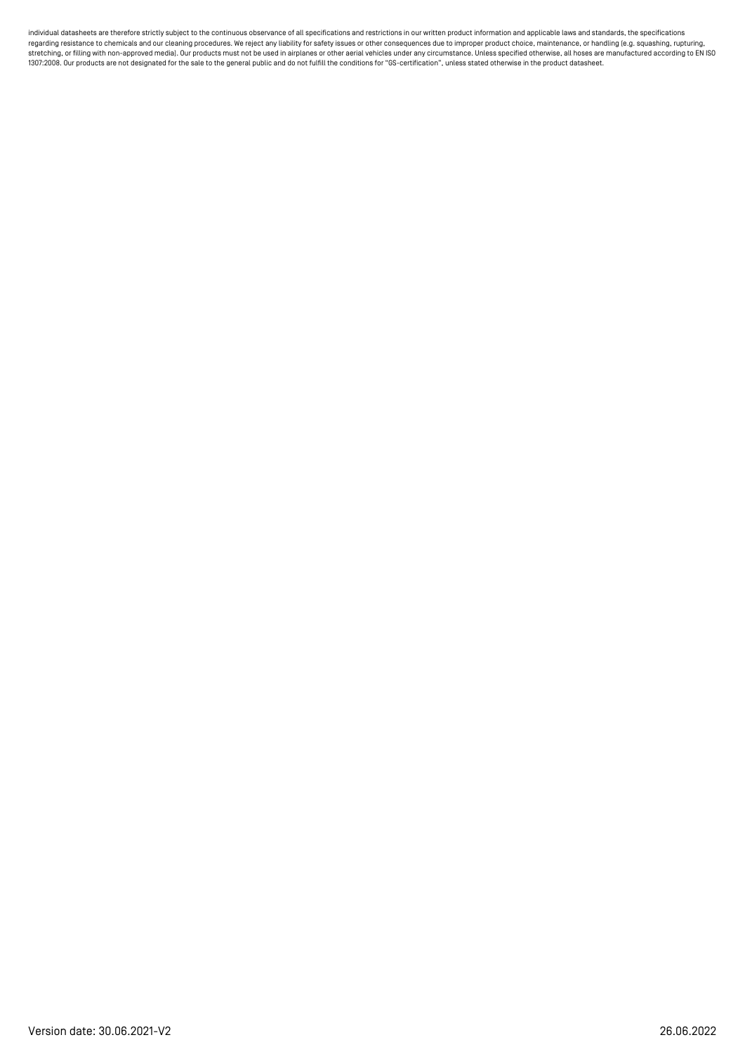individual datasheets are therefore strictly subject to the continuous observance of all specifications and restrictions in our written product information and applicable laws and standards, the specifications regarding resistance to chemicals and our cleaning procedures. We reject any liability for safety issues or other consequences due to improper product choice, maintenance, or handling (e.g. squashing, rupturing, stretching, or filling with non-approved media). Our products must not be used in airplanes or other aerial vehicles under any circumstance. Unless specified otherwise, all hoses are manufactured according to EN ISO 1307:2008. Our products are not designated for the sale to the general public and do not fulfill the conditions for "GS-certification", unless stated otherwise in the product datasheet.

Version date: 30.06.2021-V2

26.06.2022